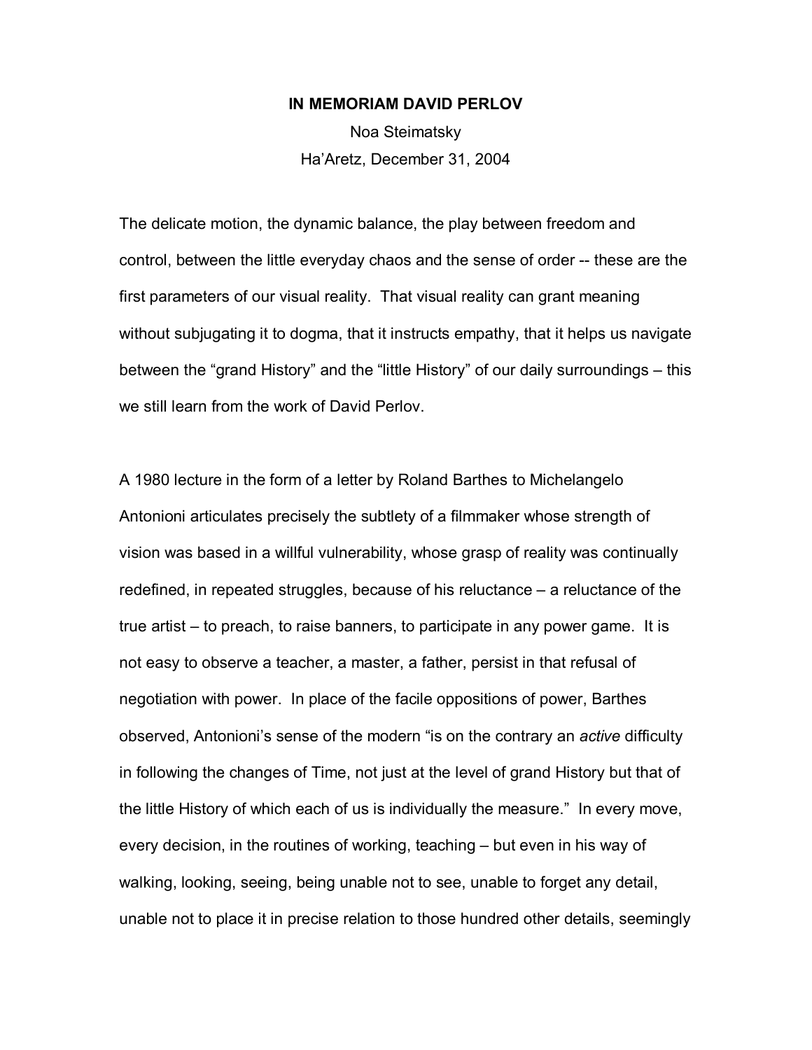# IN MEMORIAM DAVID PERLOV

Noa Steimatsky

Ha'Aretz, December 31, 2004

The delicate motion, the dynamic balance, the play between freedom and control, between the little everyday chaos and the sense of order -- these are the first parameters of our visual reality. That visual reality can grant meaning without subjugating it to dogma, that it instructs empathy, that it helps us navigate between the "grand History" and the "little History" of our daily surroundings – this we still learn from the work of David Perlov.

A 1980 lecture in the form of a letter by Roland Barthes to Michelangelo Antonioni articulates precisely the subtlety of a filmmaker whose strength of vision was based in a willful vulnerability, whose grasp of reality was continually redefined, in repeated struggles, because of his reluctance – a reluctance of the true artist – to preach, to raise banners, to participate in any power game. It is not easy to observe a teacher, a master, a father, persist in that refusal of negotiation with power. In place of the facile oppositions of power, Barthes observed, Antonioni's sense of the modern "is on the contrary an *active* difficulty in following the changes of Time, not just at the level of grand History but that of the little History of which each of us is individually the measure." In every move, every decision, in the routines of working, teaching – but even in his way of walking, looking, seeing, being unable not to see, unable to forget any detail, unable not to place it in precise relation to those hundred other details, seemingly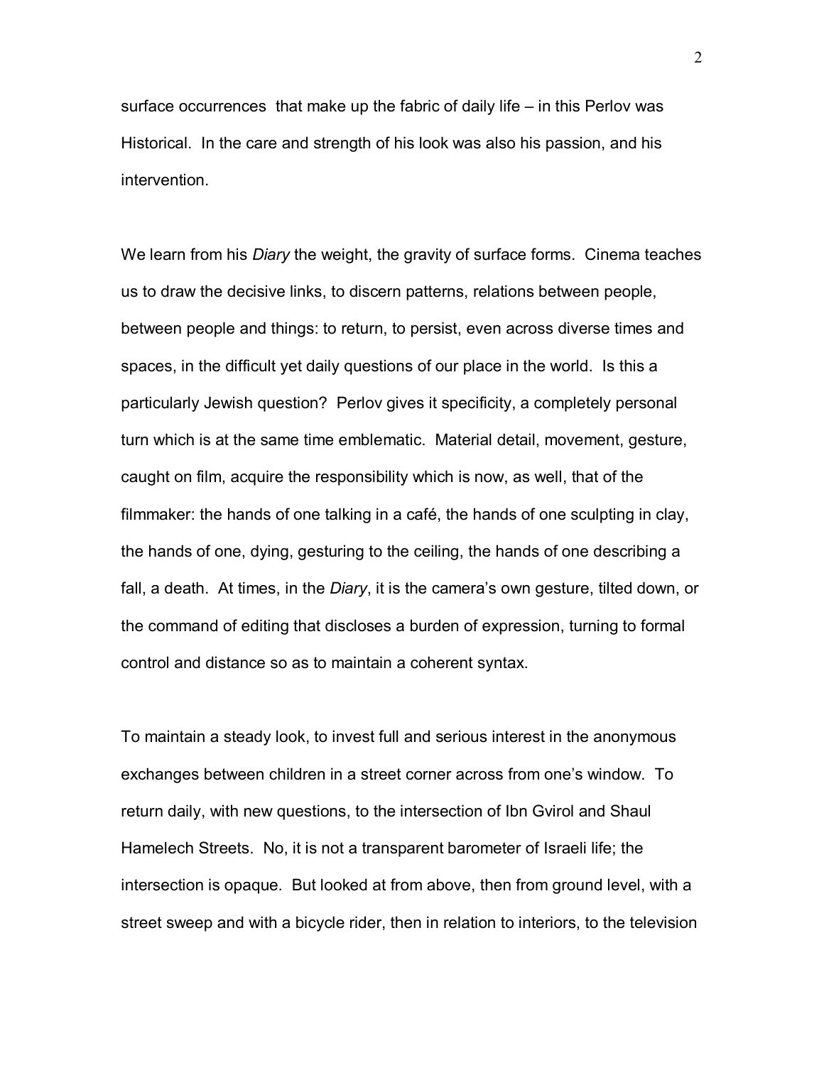surface occurrences that make up the fabric of daily life – in this Perlov was Historical. In the care and strength of his look was also his passion, and his intervention.

We learn from his *Diary* the weight, the gravity of surface forms. Cinema teaches us to draw the decisive links, to discern patterns, relations between people, between people and things: to return, to persist, even across diverse times and spaces, in the difficult yet daily questions of our place in the world. Is this a particularly Jewish question? Perlov gives it specificity, a completely personal turn which is at the same time emblematic. Material detail, movement, gesture, caught on film, acquire the responsibility which is now, as well, that of the filmmaker: the hands of one talking in a café, the hands of one sculpting in clay, the hands of one, dying, gesturing to the ceiling, the hands of one describing a fall, a death. At times, in the *Diary*, it is the camera's own gesture, tilted down, or the command of editing that discloses a burden of expression, turning to formal control and distance so as to maintain a coherent syntax.

To maintain a steady look, to invest full and serious interest in the anonymous exchanges between children in a street corner across from one's window. To return daily, with new questions, to the intersection of Ibn Gvirol and Shaul Hamelech Streets. No, it is not a transparent barometer of Israeli life; the intersection is opaque. But looked at from above, then from ground level, with a street sweep and with a bicycle rider, then in relation to interiors, to the television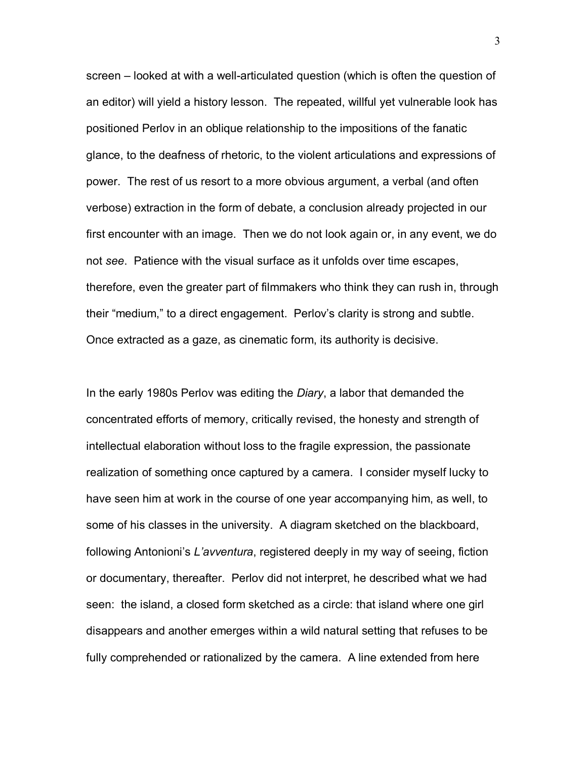screen – looked at with a well-articulated question (which is often the question of an editor) will yield a history lesson. The repeated, willful yet vulnerable look has positioned Perlov in an oblique relationship to the impositions of the fanatic glance, to the deafness of rhetoric, to the violent articulations and expressions of power. The rest of us resort to a more obvious argument, a verbal (and often verbose) extraction in the form of debate, a conclusion already projected in our first encounter with an image. Then we do not look again or, in any event, we do not *see*. Patience with the visual surface as it unfolds over time escapes, therefore, even the greater part of filmmakers who think they can rush in, through their "medium," to a direct engagement. Perlov's clarity is strong and subtle. Once extracted as a gaze, as cinematic form, its authority is decisive.

In the early 1980s Perlov was editing the *Diary*, a labor that demanded the concentrated efforts of memory, critically revised, the honesty and strength of intellectual elaboration without loss to the fragile expression, the passionate realization of something once captured by a camera. I consider myself lucky to have seen him at work in the course of one year accompanying him, as well, to some of his classes in the university. A diagram sketched on the blackboard, following Antonioni's *L'avventura*, registered deeply in my way of seeing, fiction or documentary, thereafter. Perlov did not interpret, he described what we had seen: the island, a closed form sketched as a circle: that island where one girl disappears and another emerges within a wild natural setting that refuses to be fully comprehended or rationalized by the camera. A line extended from here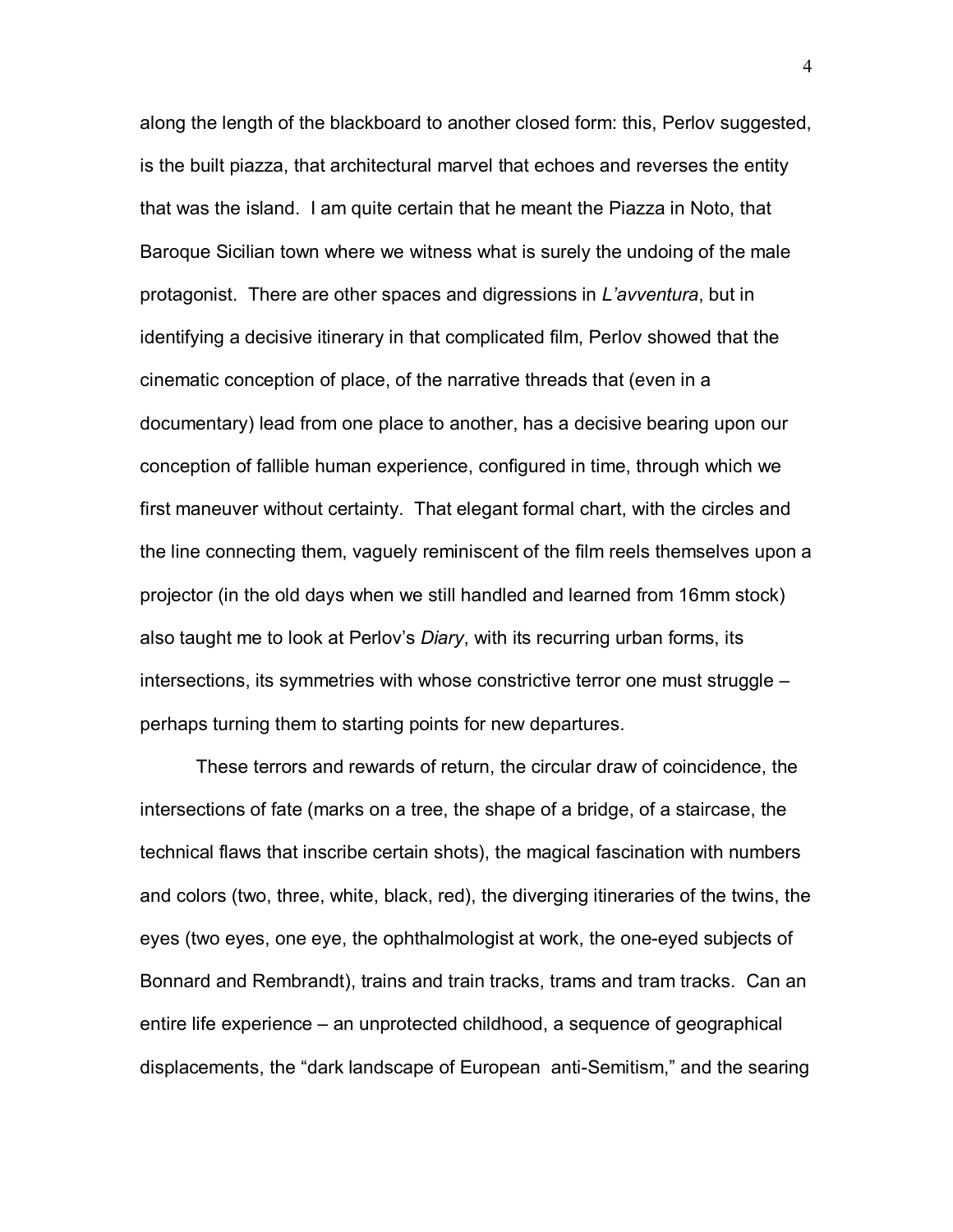along the length of the blackboard to another closed form: this, Perlov suggested, is the built piazza, that architectural marvel that echoes and reverses the entity that was the island. I am quite certain that he meant the Piazza in Noto, that Baroque Sicilian town where we witness what is surely the undoing of the male protagonist. There are other spaces and digressions in *L'avventura*, but in identifying a decisive itinerary in that complicated film, Perlov showed that the cinematic conception of place, of the narrative threads that (even in a documentary) lead from one place to another, has a decisive bearing upon our conception of fallible human experience, configured in time, through which we first maneuver without certainty. That elegant formal chart, with the circles and the line connecting them, vaguely reminiscent of the film reels themselves upon a projector (in the old days when we still handled and learned from 16mm stock) also taught me to look at Perlov's *Diary*, with its recurring urban forms, its intersections, its symmetries with whose constrictive terror one must struggle – perhaps turning them to starting points for new departures.

These terrors and rewards of return, the circular draw of coincidence, the intersections of fate (marks on a tree, the shape of a bridge, of a staircase, the technical flaws that inscribe certain shots), the magical fascination with numbers and colors (two, three, white, black, red), the diverging itineraries of the twins, the eyes (two eyes, one eye, the ophthalmologist at work, the one-eyed subjects of Bonnard and Rembrandt), trains and train tracks, trams and tram tracks. Can an entire life experience – an unprotected childhood, a sequence of geographical displacements, the "dark landscape of European anti-Semitism," and the searing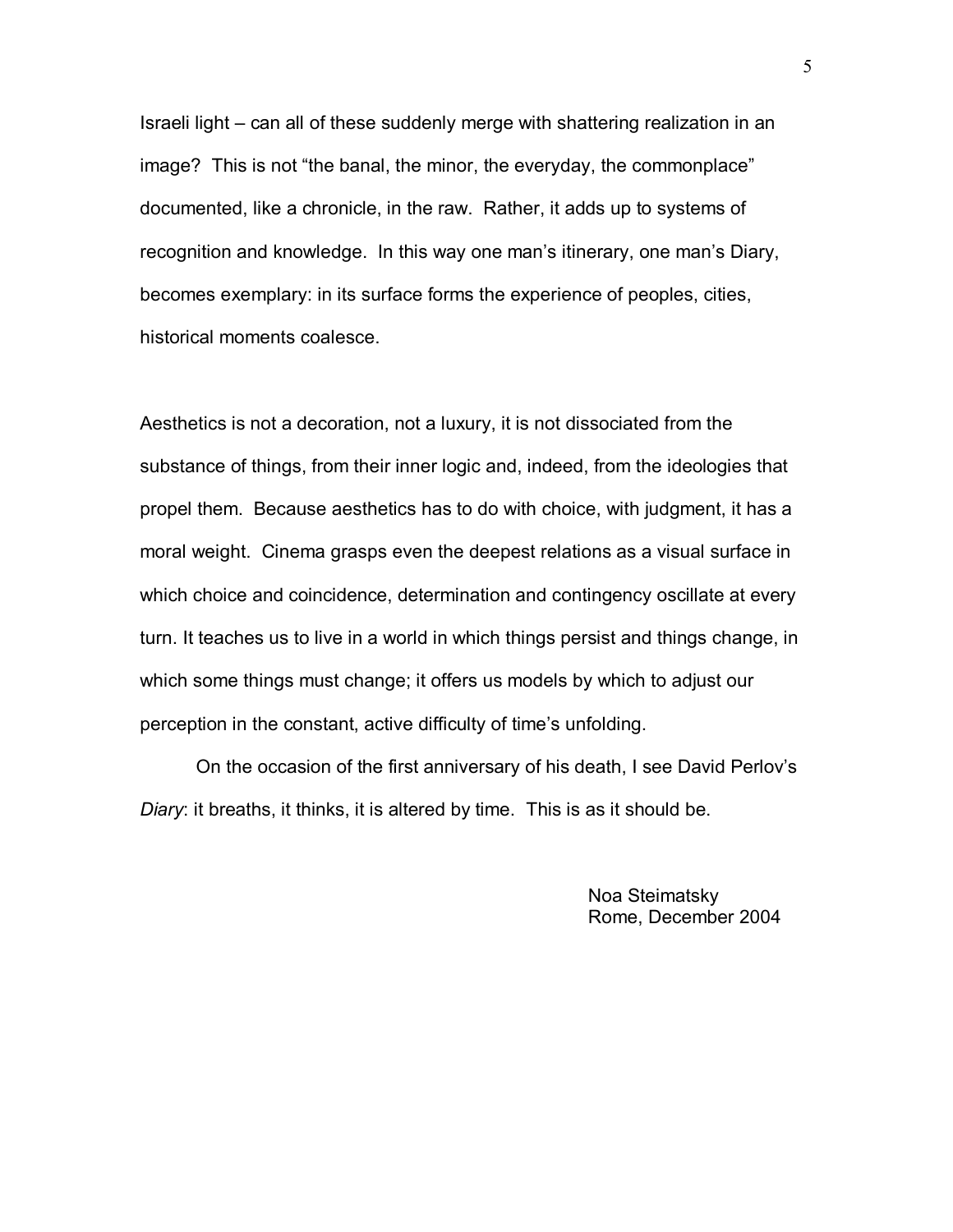Israeli light – can all of these suddenly merge with shattering realization in an image? This is not "the banal, the minor, the everyday, the commonplace" documented, like a chronicle, in the raw. Rather, it adds up to systems of recognition and knowledge. In this way one man's itinerary, one man's Diary, becomes exemplary: in its surface forms the experience of peoples, cities, historical moments coalesce.

Aesthetics is not a decoration, not a luxury, it is not dissociated from the substance of things, from their inner logic and, indeed, from the ideologies that propel them. Because aesthetics has to do with choice, with judgment, it has a moral weight. Cinema grasps even the deepest relations as a visual surface in which choice and coincidence, determination and contingency oscillate at every turn. It teaches us to live in a world in which things persist and things change, in which some things must change; it offers us models by which to adjust our perception in the constant, active difficulty of time's unfolding.

On the occasion of the first anniversary of his death, I see David Perlov's *Diary*: it breaths, it thinks, it is altered by time. This is as it should be.

Noa Steimatsky
Rome, December 2004